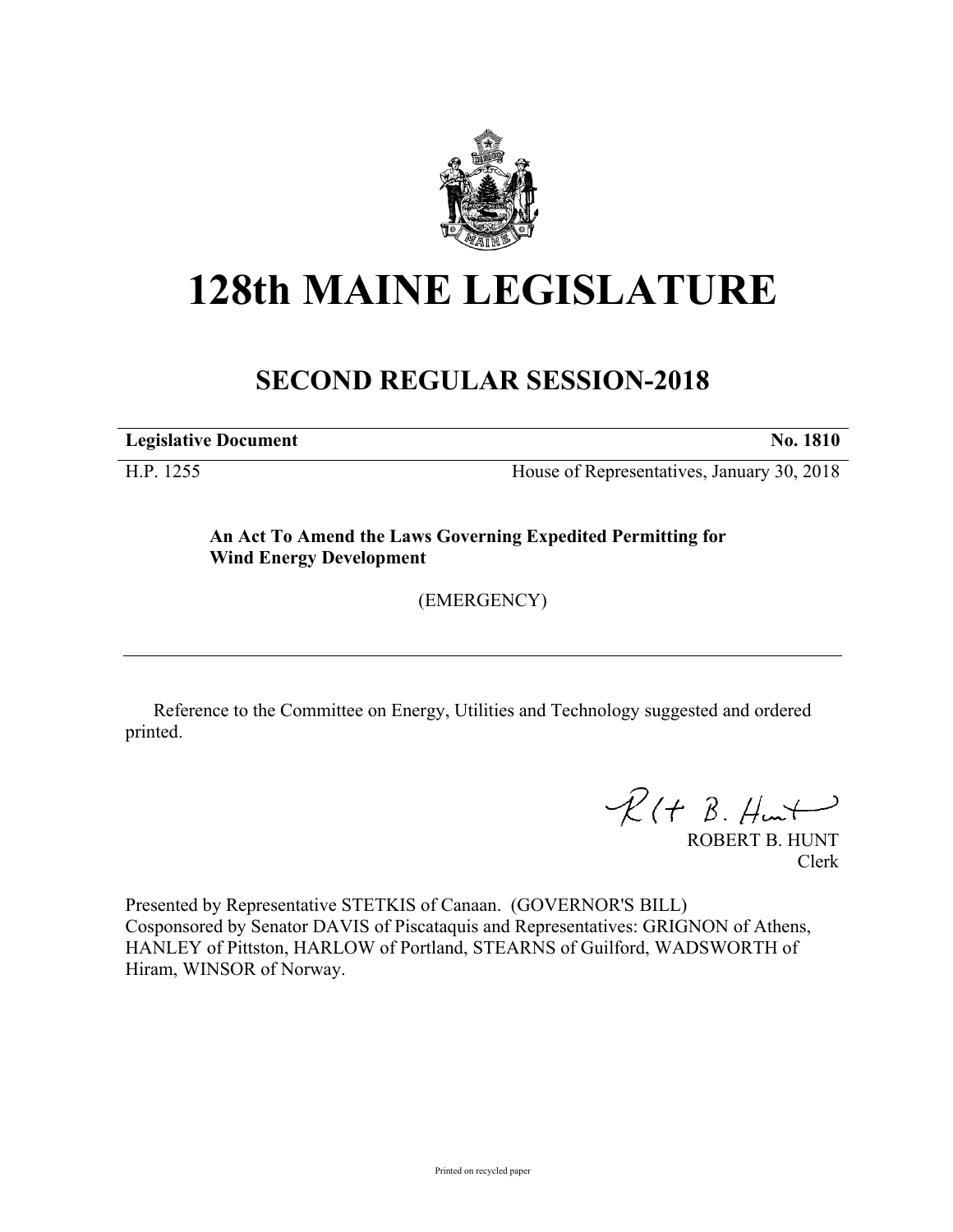# 128th MAINE LEGISLATURE

## SECOND REGULAR SESSION-2018

**Legislative Document** **No. 1810**

H.P. 1255 House of Representatives, January 30, 2018

**An Act To Amend the Laws Governing Expedited Permitting for Wind Energy Development**

(EMERGENCY)

---

Reference to the Committee on Energy, Utilities and Technology suggested and ordered printed.

ROBERT B. HUNT
Clerk

Presented by Representative STETKIS of Canaan. (GOVERNOR'S BILL)
Cosponsored by Senator DAVIS of Piscataquis and Representatives: GRIGNON of Athens, HANLEY of Pittston, HARLOW of Portland, STEARNS of Guilford, WADSWORTH of Hiram, WINSOR of Norway.

Printed on recycled paper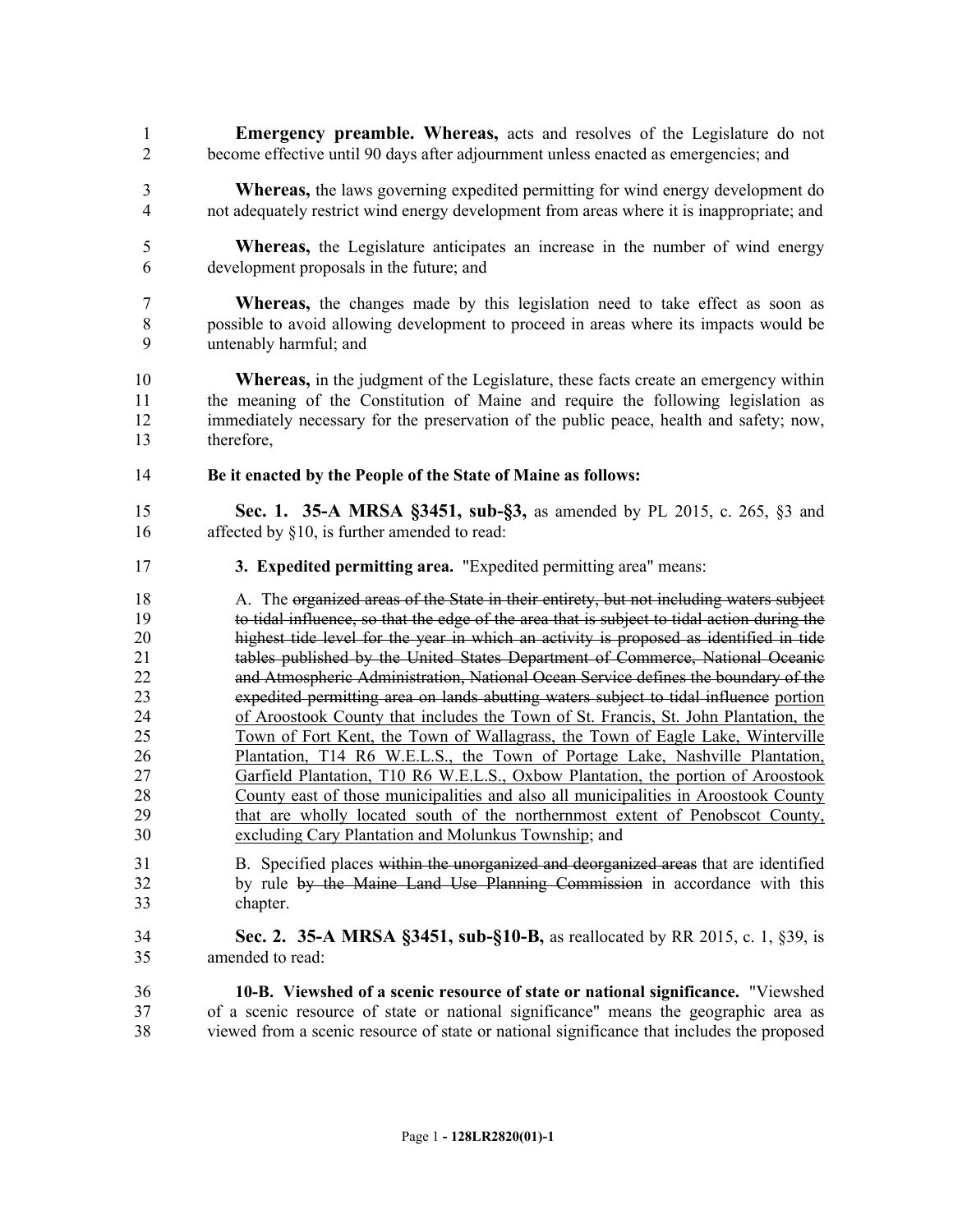**Emergency preamble. Whereas,** acts and resolves of the Legislature do not become effective until 90 days after adjournment unless enacted as emergencies; and

**Whereas,** the laws governing expedited permitting for wind energy development do not adequately restrict wind energy development from areas where it is inappropriate; and

**Whereas,** the Legislature anticipates an increase in the number of wind energy development proposals in the future; and

**Whereas,** the changes made by this legislation need to take effect as soon as possible to avoid allowing development to proceed in areas where its impacts would be untenably harmful; and

**Whereas,** in the judgment of the Legislature, these facts create an emergency within the meaning of the Constitution of Maine and require the following legislation as immediately necessary for the preservation of the public peace, health and safety; now, therefore,

**Be it enacted by the People of the State of Maine as follows:**

**Sec. 1. 35-A MRSA §3451, sub-§3,** as amended by PL 2015, c. 265, §3 and affected by §10, is further amended to read:

**3. Expedited permitting area.** "Expedited permitting area" means:

A. The ~~organized areas of the State in their entirety, but not including waters subject to tidal influence, so that the edge of the area that is subject to tidal action during the highest tide level for the year in which an activity is proposed as identified in tide tables published by the United States Department of Commerce, National Oceanic and Atmospheric Administration, National Ocean Service defines the boundary of the expedited permitting area on lands abutting waters subject to tidal influence~~ <u>portion of Aroostook County that includes the Town of St. Francis, St. John Plantation, the Town of Fort Kent, the Town of Wallagrass, the Town of Eagle Lake, Winterville Plantation, T14 R6 W.E.L.S., the Town of Portage Lake, Nashville Plantation, Garfield Plantation, T10 R6 W.E.L.S., Oxbow Plantation, the portion of Aroostook County east of those municipalities and also all municipalities in Aroostook County that are wholly located south of the northernmost extent of Penobscot County, excluding Cary Plantation and Molunkus Township</u>; and

B. Specified places ~~within the unorganized and deorganized areas~~ that are identified by rule ~~by the Maine Land Use Planning Commission~~ in accordance with this chapter.

**Sec. 2. 35-A MRSA §3451, sub-§10-B,** as reallocated by RR 2015, c. 1, §39, is amended to read:

**10-B. Viewshed of a scenic resource of state or national significance.** "Viewshed of a scenic resource of state or national significance" means the geographic area as viewed from a scenic resource of state or national significance that includes the proposed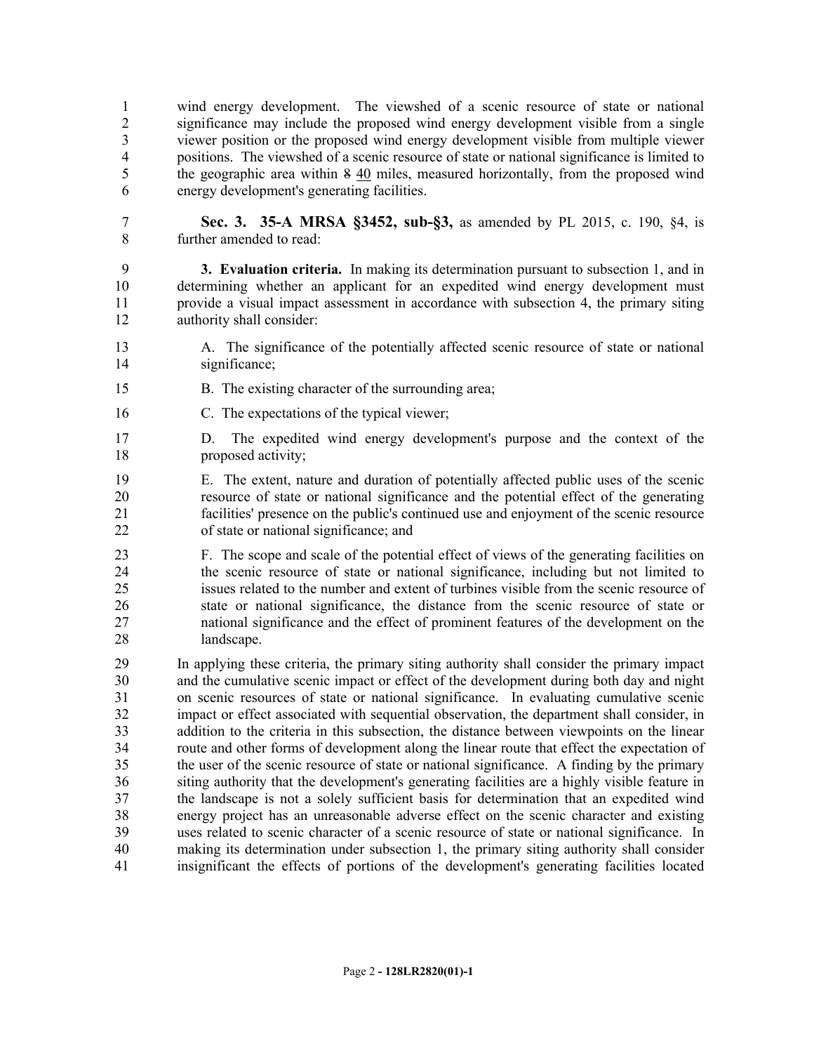wind energy development. The viewshed of a scenic resource of state or national significance may include the proposed wind energy development visible from a single viewer position or the proposed wind energy development visible from multiple viewer positions. The viewshed of a scenic resource of state or national significance is limited to the geographic area within ~~8~~ 40 miles, measured horizontally, from the proposed wind energy development's generating facilities.

**Sec. 3. 35-A MRSA §3452, sub-§3,** as amended by PL 2015, c. 190, §4, is further amended to read:

**3. Evaluation criteria.** In making its determination pursuant to subsection 1, and in determining whether an applicant for an expedited wind energy development must provide a visual impact assessment in accordance with subsection 4, the primary siting authority shall consider:

A. The significance of the potentially affected scenic resource of state or national significance;

B. The existing character of the surrounding area;

C. The expectations of the typical viewer;

D. The expedited wind energy development's purpose and the context of the proposed activity;

E. The extent, nature and duration of potentially affected public uses of the scenic resource of state or national significance and the potential effect of the generating facilities' presence on the public's continued use and enjoyment of the scenic resource of state or national significance; and

F. The scope and scale of the potential effect of views of the generating facilities on the scenic resource of state or national significance, including but not limited to issues related to the number and extent of turbines visible from the scenic resource of state or national significance, the distance from the scenic resource of state or national significance and the effect of prominent features of the development on the landscape.

In applying these criteria, the primary siting authority shall consider the primary impact and the cumulative scenic impact or effect of the development during both day and night on scenic resources of state or national significance. In evaluating cumulative scenic impact or effect associated with sequential observation, the department shall consider, in addition to the criteria in this subsection, the distance between viewpoints on the linear route and other forms of development along the linear route that effect the expectation of the user of the scenic resource of state or national significance. A finding by the primary siting authority that the development's generating facilities are a highly visible feature in the landscape is not a solely sufficient basis for determination that an expedited wind energy project has an unreasonable adverse effect on the scenic character and existing uses related to scenic character of a scenic resource of state or national significance. In making its determination under subsection 1, the primary siting authority shall consider insignificant the effects of portions of the development's generating facilities located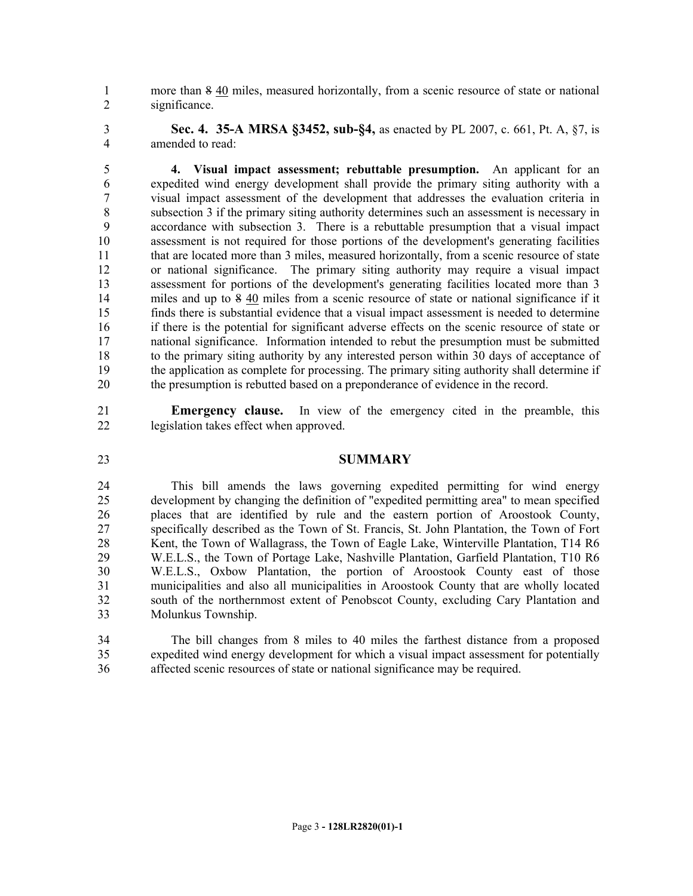more than ~~8~~ 40 miles, measured horizontally, from a scenic resource of state or national significance.

**Sec. 4. 35-A MRSA §3452, sub-§4,** as enacted by PL 2007, c. 661, Pt. A, §7, is amended to read:

**4. Visual impact assessment; rebuttable presumption.** An applicant for an expedited wind energy development shall provide the primary siting authority with a visual impact assessment of the development that addresses the evaluation criteria in subsection 3 if the primary siting authority determines such an assessment is necessary in accordance with subsection 3. There is a rebuttable presumption that a visual impact assessment is not required for those portions of the development's generating facilities that are located more than 3 miles, measured horizontally, from a scenic resource of state or national significance. The primary siting authority may require a visual impact assessment for portions of the development's generating facilities located more than 3 miles and up to ~~8~~ 40 miles from a scenic resource of state or national significance if it finds there is substantial evidence that a visual impact assessment is needed to determine if there is the potential for significant adverse effects on the scenic resource of state or national significance. Information intended to rebut the presumption must be submitted to the primary siting authority by any interested person within 30 days of acceptance of the application as complete for processing. The primary siting authority shall determine if the presumption is rebutted based on a preponderance of evidence in the record.

**Emergency clause.** In view of the emergency cited in the preamble, this legislation takes effect when approved.

## SUMMARY

This bill amends the laws governing expedited permitting for wind energy development by changing the definition of "expedited permitting area" to mean specified places that are identified by rule and the eastern portion of Aroostook County, specifically described as the Town of St. Francis, St. John Plantation, the Town of Fort Kent, the Town of Wallagrass, the Town of Eagle Lake, Winterville Plantation, T14 R6 W.E.L.S., the Town of Portage Lake, Nashville Plantation, Garfield Plantation, T10 R6 W.E.L.S., Oxbow Plantation, the portion of Aroostook County east of those municipalities and also all municipalities in Aroostook County that are wholly located south of the northernmost extent of Penobscot County, excluding Cary Plantation and Molunkus Township.

The bill changes from 8 miles to 40 miles the farthest distance from a proposed expedited wind energy development for which a visual impact assessment for potentially affected scenic resources of state or national significance may be required.